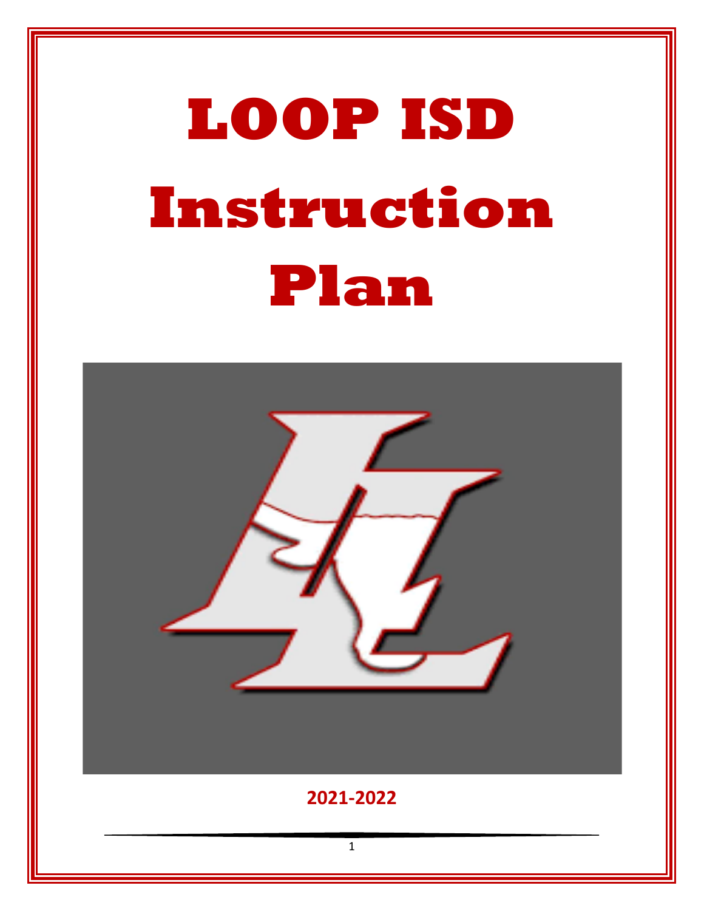# LOOP ISD Instruction Plan

**2021-2022**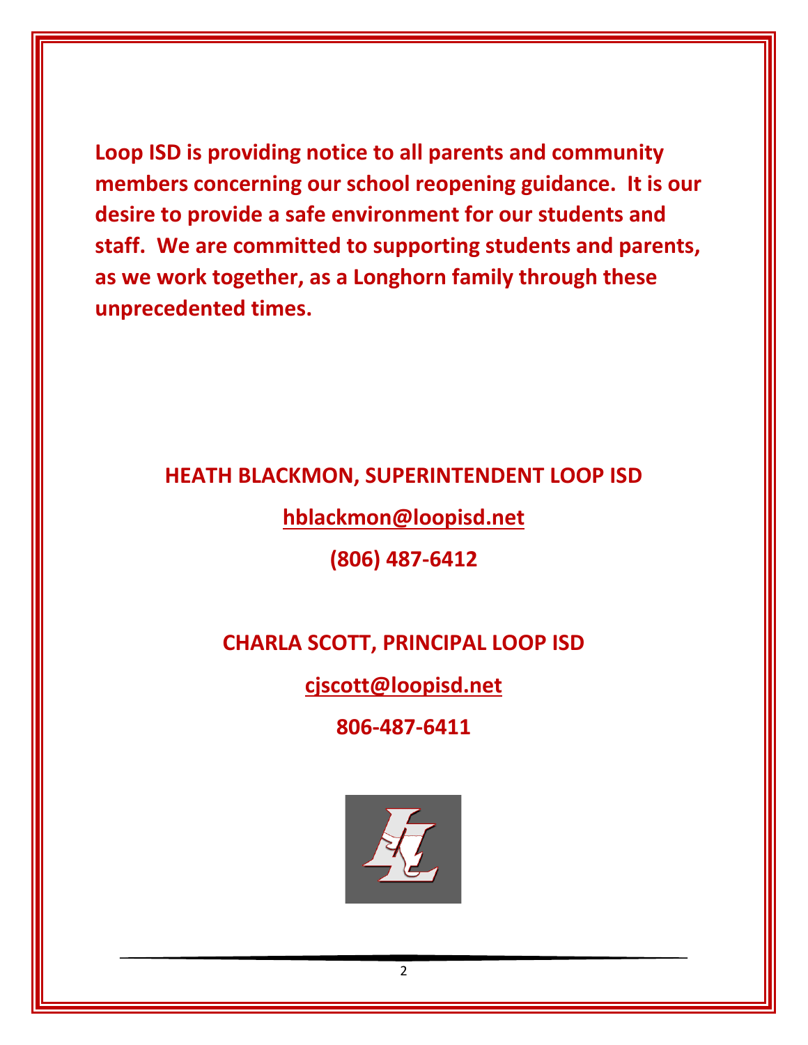**Loop ISD is providing notice to all parents and community members concerning our school reopening guidance. It is our desire to provide a safe environment for our students and staff. We are committed to supporting students and parents, as we work together, as a Longhorn family through these unprecedented times.**

**HEATH BLACKMON, SUPERINTENDENT LOOP ISD**

**hblackmon@loopisd.net**

**(806) 487-6412**

**CHARLA SCOTT, PRINCIPAL LOOP ISD**

**cjscott@loopisd.net**

**806-487-6411**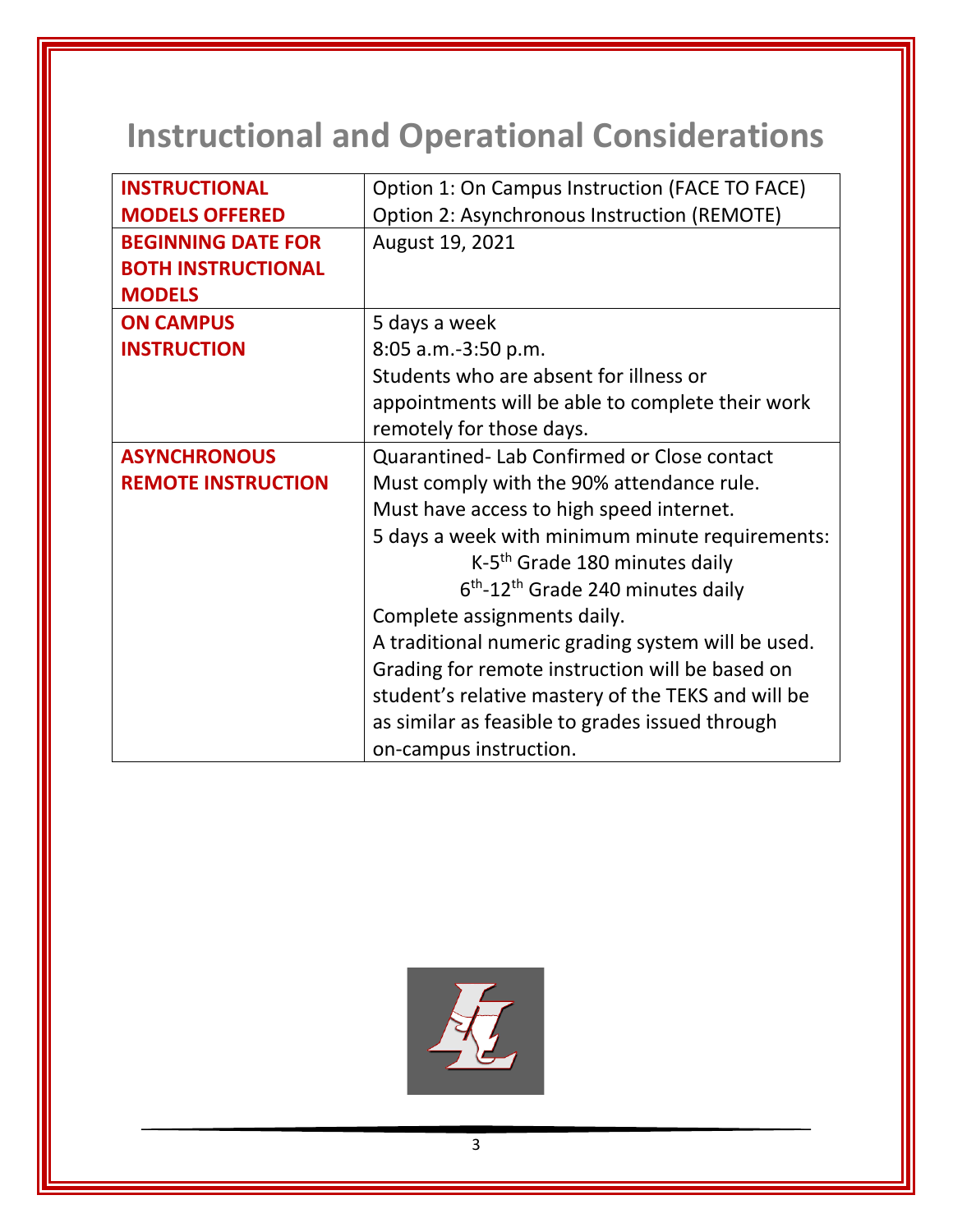# Instructional and Operational Considerations

| | |
|---|---|
| **INSTRUCTIONAL MODELS OFFERED** | Option 1: On Campus Instruction (FACE TO FACE)<br>Option 2: Asynchronous Instruction (REMOTE) |
| **BEGINNING DATE FOR BOTH INSTRUCTIONAL MODELS** | August 19, 2021 |
| **ON CAMPUS INSTRUCTION** | 5 days a week<br>8:05 a.m.-3:50 p.m.<br>Students who are absent for illness or appointments will be able to complete their work remotely for those days. |
| **ASYNCHRONOUS REMOTE INSTRUCTION** | Quarantined- Lab Confirmed or Close contact<br>Must comply with the 90% attendance rule.<br>Must have access to high speed internet.<br>5 days a week with minimum minute requirements:<br>K-5th Grade 180 minutes daily<br>6th-12th Grade 240 minutes daily<br>Complete assignments daily.<br>A traditional numeric grading system will be used.<br>Grading for remote instruction will be based on student's relative mastery of the TEKS and will be as similar as feasible to grades issued through on-campus instruction. |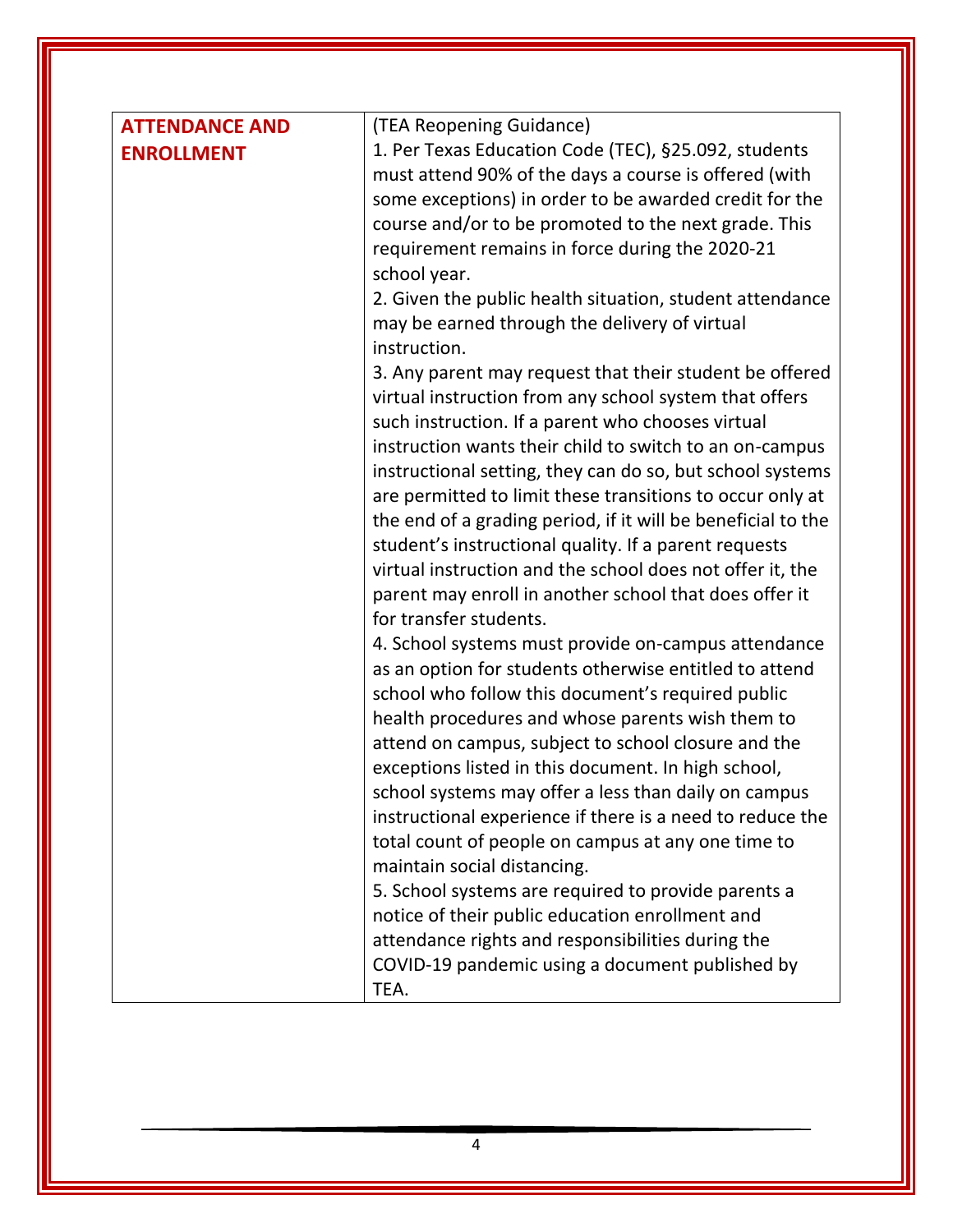| ATTENDANCE AND ENROLLMENT | (TEA Reopening Guidance)<br>1. Per Texas Education Code (TEC), §25.092, students must attend 90% of the days a course is offered (with some exceptions) in order to be awarded credit for the course and/or to be promoted to the next grade. This requirement remains in force during the 2020-21 school year.<br>2. Given the public health situation, student attendance may be earned through the delivery of virtual instruction.<br>3. Any parent may request that their student be offered virtual instruction from any school system that offers such instruction. If a parent who chooses virtual instruction wants their child to switch to an on-campus instructional setting, they can do so, but school systems are permitted to limit these transitions to occur only at the end of a grading period, if it will be beneficial to the student's instructional quality. If a parent requests virtual instruction and the school does not offer it, the parent may enroll in another school that does offer it for transfer students.<br>4. School systems must provide on-campus attendance as an option for students otherwise entitled to attend school who follow this document's required public health procedures and whose parents wish them to attend on campus, subject to school closure and the exceptions listed in this document. In high school, school systems may offer a less than daily on campus instructional experience if there is a need to reduce the total count of people on campus at any one time to maintain social distancing.<br>5. School systems are required to provide parents a notice of their public education enrollment and attendance rights and responsibilities during the COVID-19 pandemic using a document published by TEA. |
|---|---|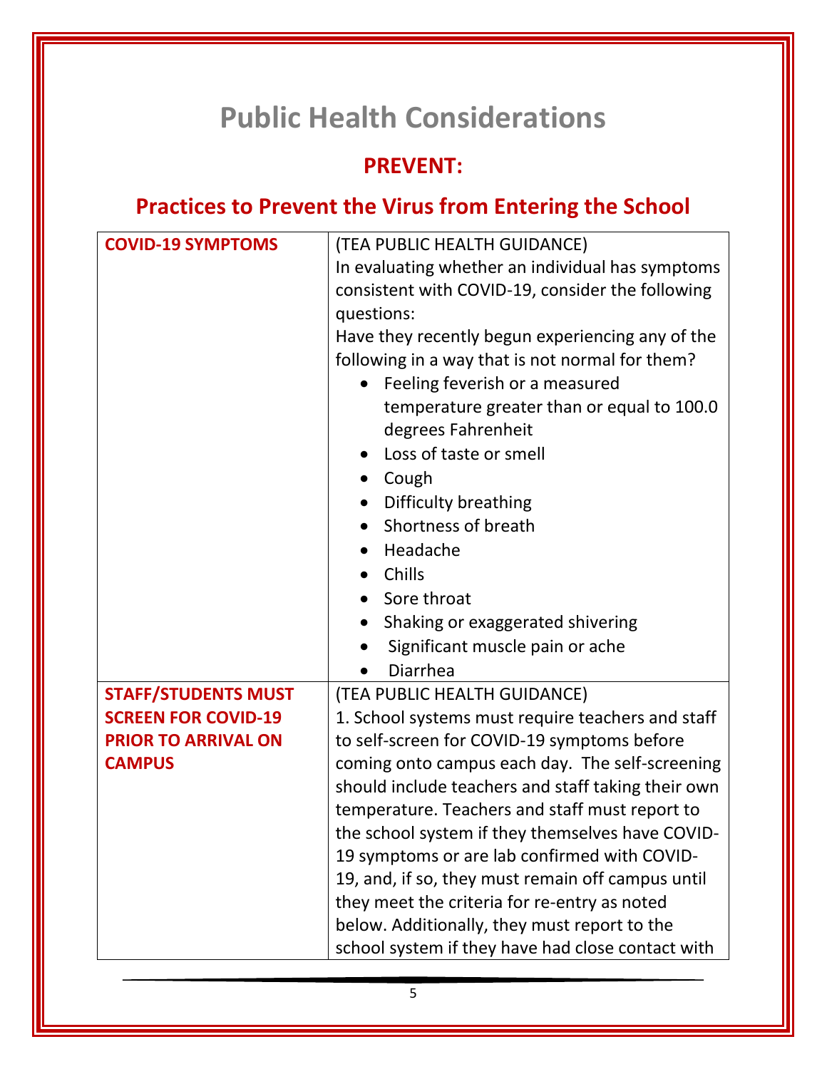# Public Health Considerations

## PREVENT:

## Practices to Prevent the Virus from Entering the School

| | |
|---|---|
| **COVID-19 SYMPTOMS** | (TEA PUBLIC HEALTH GUIDANCE)<br>In evaluating whether an individual has symptoms consistent with COVID-19, consider the following questions:<br>Have they recently begun experiencing any of the following in a way that is not normal for them?<br>• Feeling feverish or a measured temperature greater than or equal to 100.0 degrees Fahrenheit<br>• Loss of taste or smell<br>• Cough<br>• Difficulty breathing<br>• Shortness of breath<br>• Headache<br>• Chills<br>• Sore throat<br>• Shaking or exaggerated shivering<br>• Significant muscle pain or ache<br>• Diarrhea |
| **STAFF/STUDENTS MUST SCREEN FOR COVID-19 PRIOR TO ARRIVAL ON CAMPUS** | (TEA PUBLIC HEALTH GUIDANCE)<br>1. School systems must require teachers and staff to self-screen for COVID-19 symptoms before coming onto campus each day. The self-screening should include teachers and staff taking their own temperature. Teachers and staff must report to the school system if they themselves have COVID-19 symptoms or are lab confirmed with COVID-19, and, if so, they must remain off campus until they meet the criteria for re-entry as noted below. Additionally, they must report to the school system if they have had close contact with |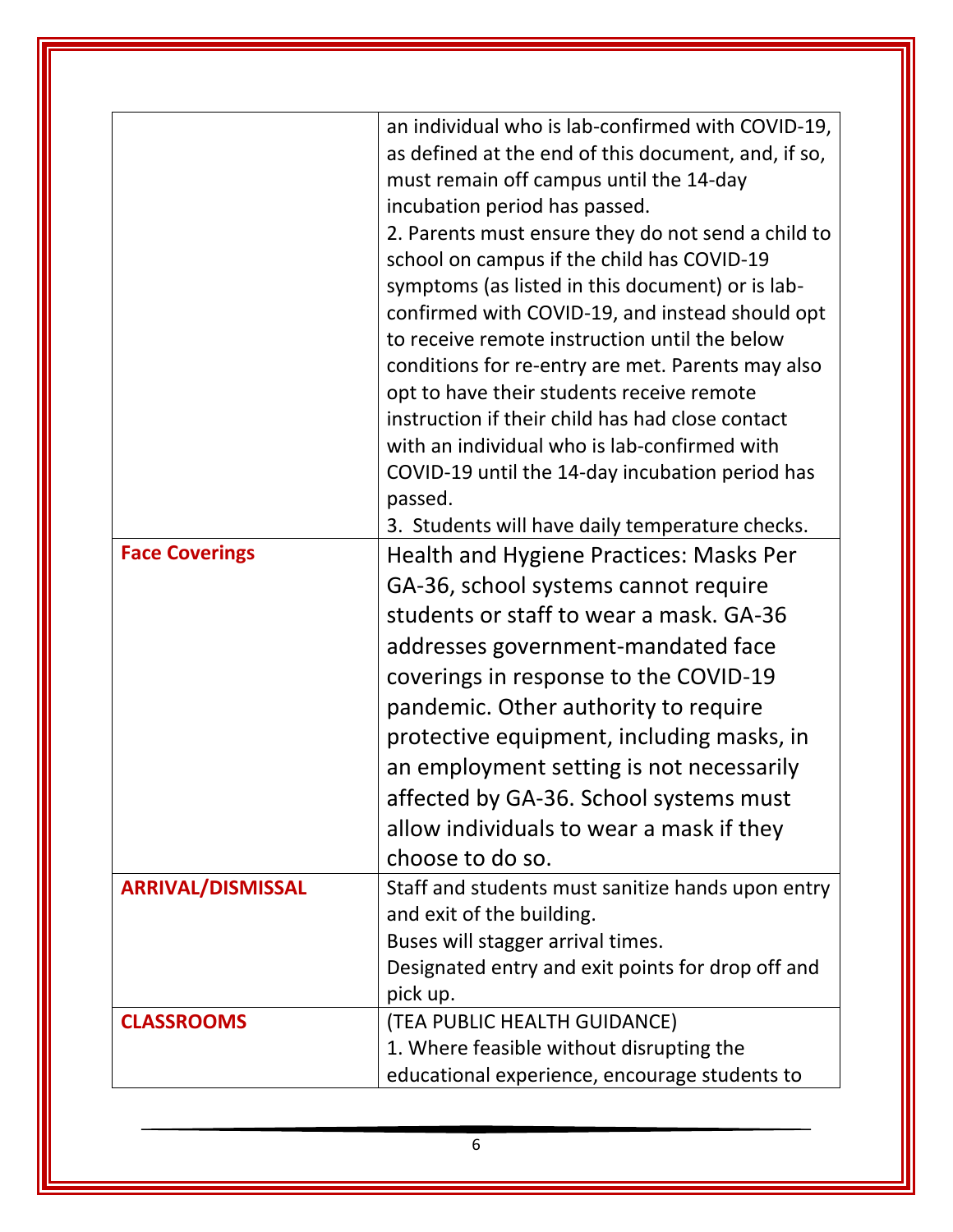| | |
|---|---|
| | an individual who is lab-confirmed with COVID-19, as defined at the end of this document, and, if so, must remain off campus until the 14-day incubation period has passed.<br>2. Parents must ensure they do not send a child to school on campus if the child has COVID-19 symptoms (as listed in this document) or is lab-confirmed with COVID-19, and instead should opt to receive remote instruction until the below conditions for re-entry are met. Parents may also opt to have their students receive remote instruction if their child has had close contact with an individual who is lab-confirmed with COVID-19 until the 14-day incubation period has passed.<br>3. Students will have daily temperature checks. |
| **Face Coverings** | Health and Hygiene Practices: Masks Per GA-36, school systems cannot require students or staff to wear a mask. GA-36 addresses government-mandated face coverings in response to the COVID-19 pandemic. Other authority to require protective equipment, including masks, in an employment setting is not necessarily affected by GA-36. School systems must allow individuals to wear a mask if they choose to do so. |
| **ARRIVAL/DISMISSAL** | Staff and students must sanitize hands upon entry and exit of the building.<br>Buses will stagger arrival times.<br>Designated entry and exit points for drop off and pick up. |
| **CLASSROOMS** | (TEA PUBLIC HEALTH GUIDANCE)<br>1. Where feasible without disrupting the educational experience, encourage students to |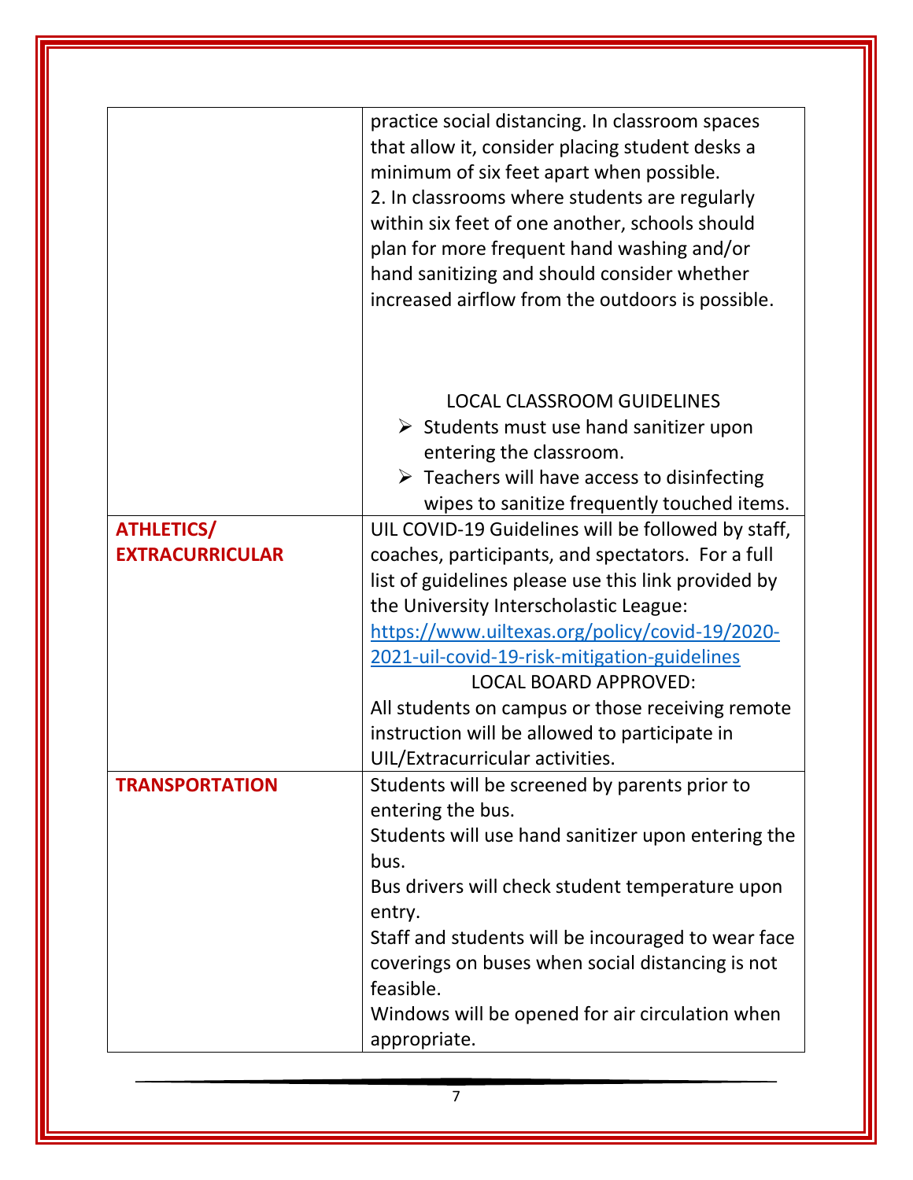| | |
|---|---|
| | practice social distancing. In classroom spaces that allow it, consider placing student desks a minimum of six feet apart when possible.<br>2. In classrooms where students are regularly within six feet of one another, schools should plan for more frequent hand washing and/or hand sanitizing and should consider whether increased airflow from the outdoors is possible.<br><br>LOCAL CLASSROOM GUIDELINES<br>➢ Students must use hand sanitizer upon entering the classroom.<br>➢ Teachers will have access to disinfecting wipes to sanitize frequently touched items. |
| **ATHLETICS/ EXTRACURRICULAR** | UIL COVID-19 Guidelines will be followed by staff, coaches, participants, and spectators. For a full list of guidelines please use this link provided by the University Interscholastic League: [https://www.uiltexas.org/policy/covid-19/2020-2021-uil-covid-19-risk-mitigation-guidelines](https://www.uiltexas.org/policy/covid-19/2020-2021-uil-covid-19-risk-mitigation-guidelines)<br>LOCAL BOARD APPROVED:<br>All students on campus or those receiving remote instruction will be allowed to participate in UIL/Extracurricular activities. |
| **TRANSPORTATION** | Students will be screened by parents prior to entering the bus.<br>Students will use hand sanitizer upon entering the bus.<br>Bus drivers will check student temperature upon entry.<br>Staff and students will be incouraged to wear face coverings on buses when social distancing is not feasible.<br>Windows will be opened for air circulation when appropriate. |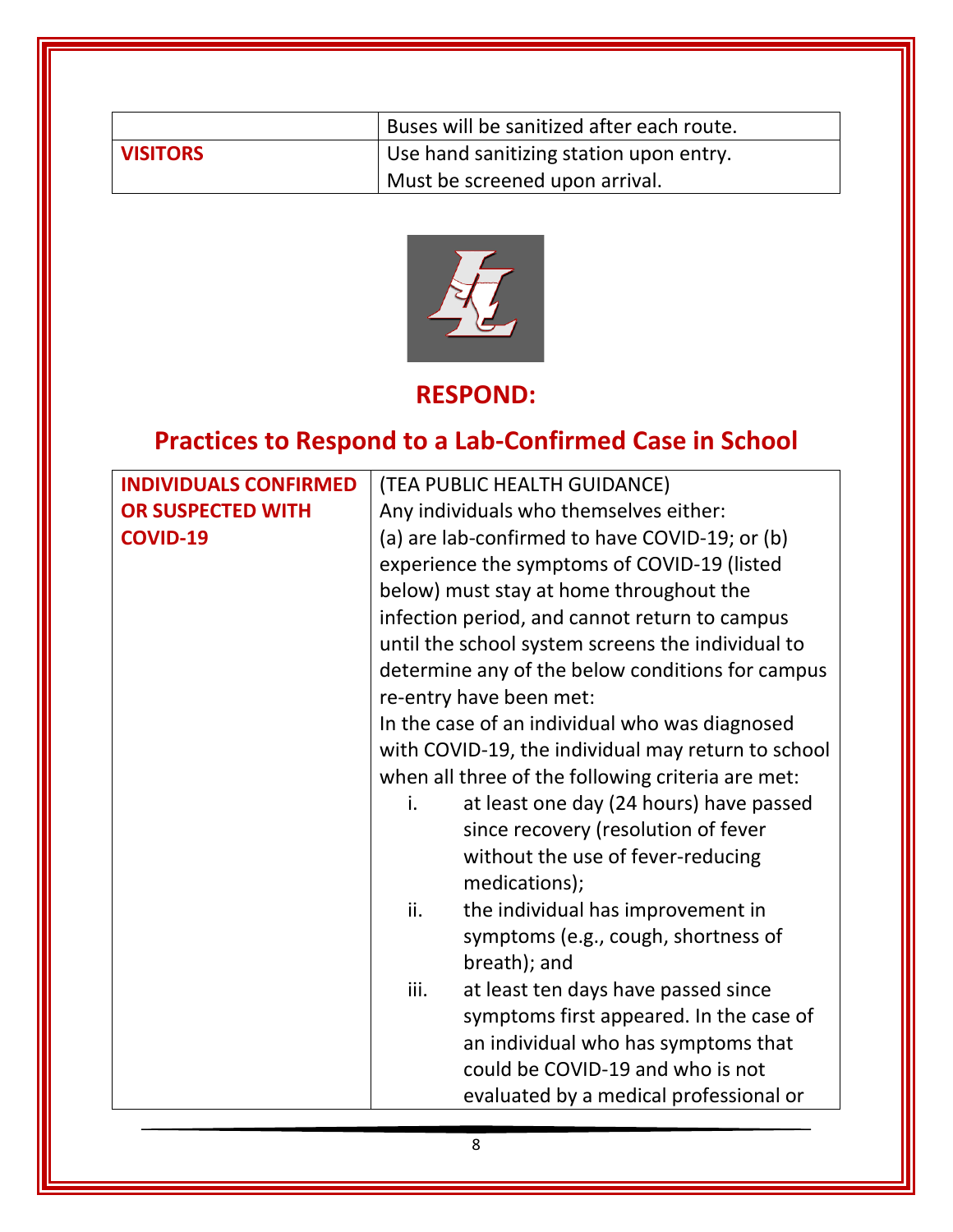| | |
|---|---|
| | Buses will be sanitized after each route. |
| **VISITORS** | Use hand sanitizing station upon entry.<br>Must be screened upon arrival. |

## RESPOND:

## Practices to Respond to a Lab-Confirmed Case in School

| | |
|---|---|
| **INDIVIDUALS CONFIRMED OR SUSPECTED WITH COVID-19** | (TEA PUBLIC HEALTH GUIDANCE)<br>Any individuals who themselves either:<br>(a) are lab-confirmed to have COVID-19; or (b) experience the symptoms of COVID-19 (listed below) must stay at home throughout the infection period, and cannot return to campus until the school system screens the individual to determine any of the below conditions for campus re-entry have been met:<br>In the case of an individual who was diagnosed with COVID-19, the individual may return to school when all three of the following criteria are met:<br>i. at least one day (24 hours) have passed since recovery (resolution of fever without the use of fever-reducing medications);<br>ii. the individual has improvement in symptoms (e.g., cough, shortness of breath); and<br>iii. at least ten days have passed since symptoms first appeared. In the case of an individual who has symptoms that could be COVID-19 and who is not evaluated by a medical professional or |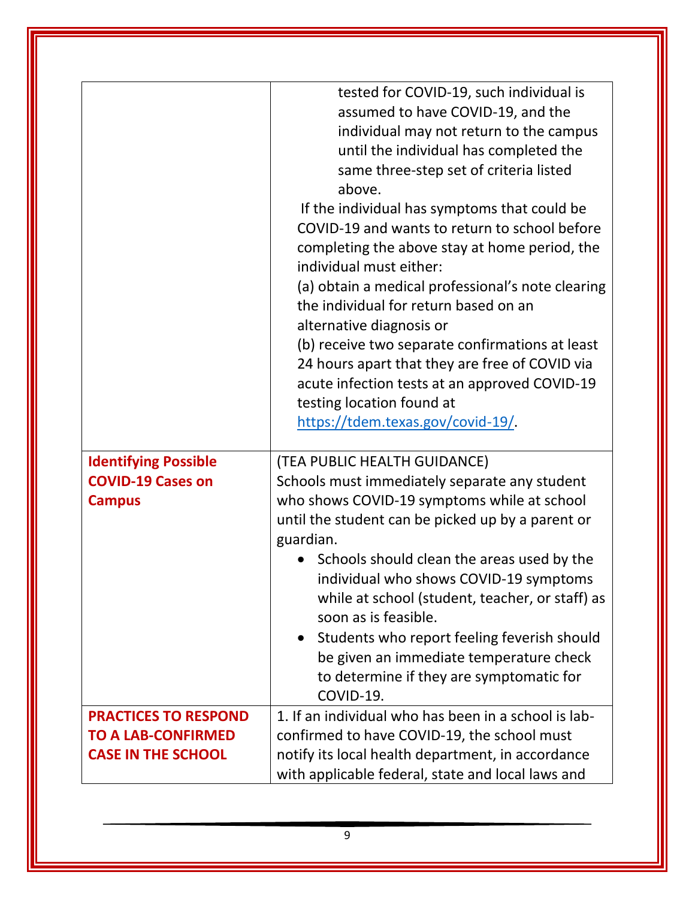| | |
|---|---|
| | tested for COVID-19, such individual is assumed to have COVID-19, and the individual may not return to the campus until the individual has completed the same three-step set of criteria listed above.<br>If the individual has symptoms that could be COVID-19 and wants to return to school before completing the above stay at home period, the individual must either:<br>(a) obtain a medical professional's note clearing the individual for return based on an alternative diagnosis or<br>(b) receive two separate confirmations at least 24 hours apart that they are free of COVID via acute infection tests at an approved COVID-19 testing location found at [https://tdem.texas.gov/covid-19/](https://tdem.texas.gov/covid-19/). |
| **Identifying Possible COVID-19 Cases on Campus** | (TEA PUBLIC HEALTH GUIDANCE)<br>Schools must immediately separate any student who shows COVID-19 symptoms while at school until the student can be picked up by a parent or guardian.<br>• Schools should clean the areas used by the individual who shows COVID-19 symptoms while at school (student, teacher, or staff) as soon as is feasible.<br>• Students who report feeling feverish should be given an immediate temperature check to determine if they are symptomatic for COVID-19. |
| **PRACTICES TO RESPOND TO A LAB-CONFIRMED CASE IN THE SCHOOL** | 1. If an individual who has been in a school is lab-confirmed to have COVID-19, the school must notify its local health department, in accordance with applicable federal, state and local laws and |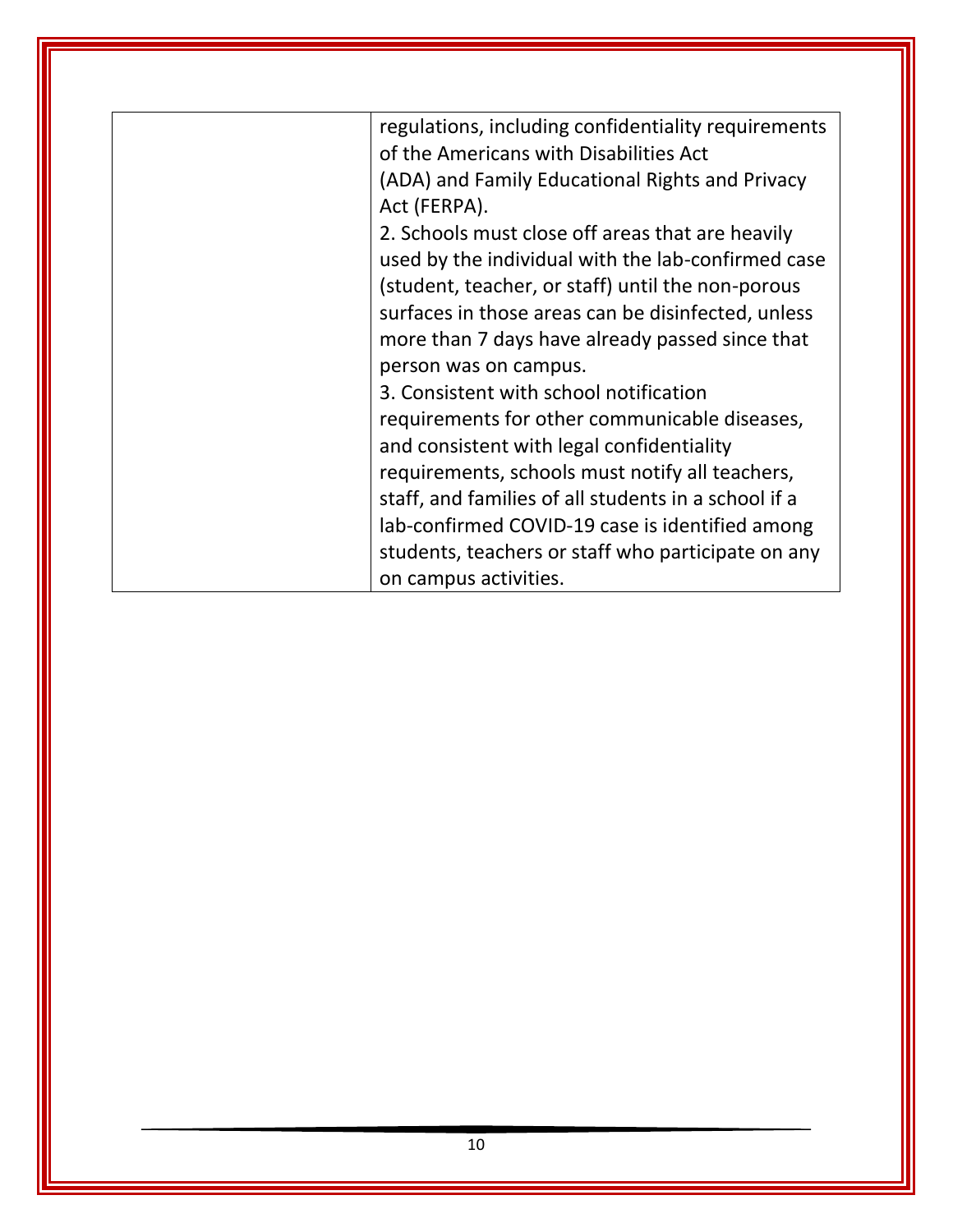| | |
|---|---|
| | regulations, including confidentiality requirements of the Americans with Disabilities Act (ADA) and Family Educational Rights and Privacy Act (FERPA).<br>2. Schools must close off areas that are heavily used by the individual with the lab-confirmed case (student, teacher, or staff) until the non-porous surfaces in those areas can be disinfected, unless more than 7 days have already passed since that person was on campus.<br>3. Consistent with school notification requirements for other communicable diseases, and consistent with legal confidentiality requirements, schools must notify all teachers, staff, and families of all students in a school if a lab-confirmed COVID-19 case is identified among students, teachers or staff who participate on any on campus activities. |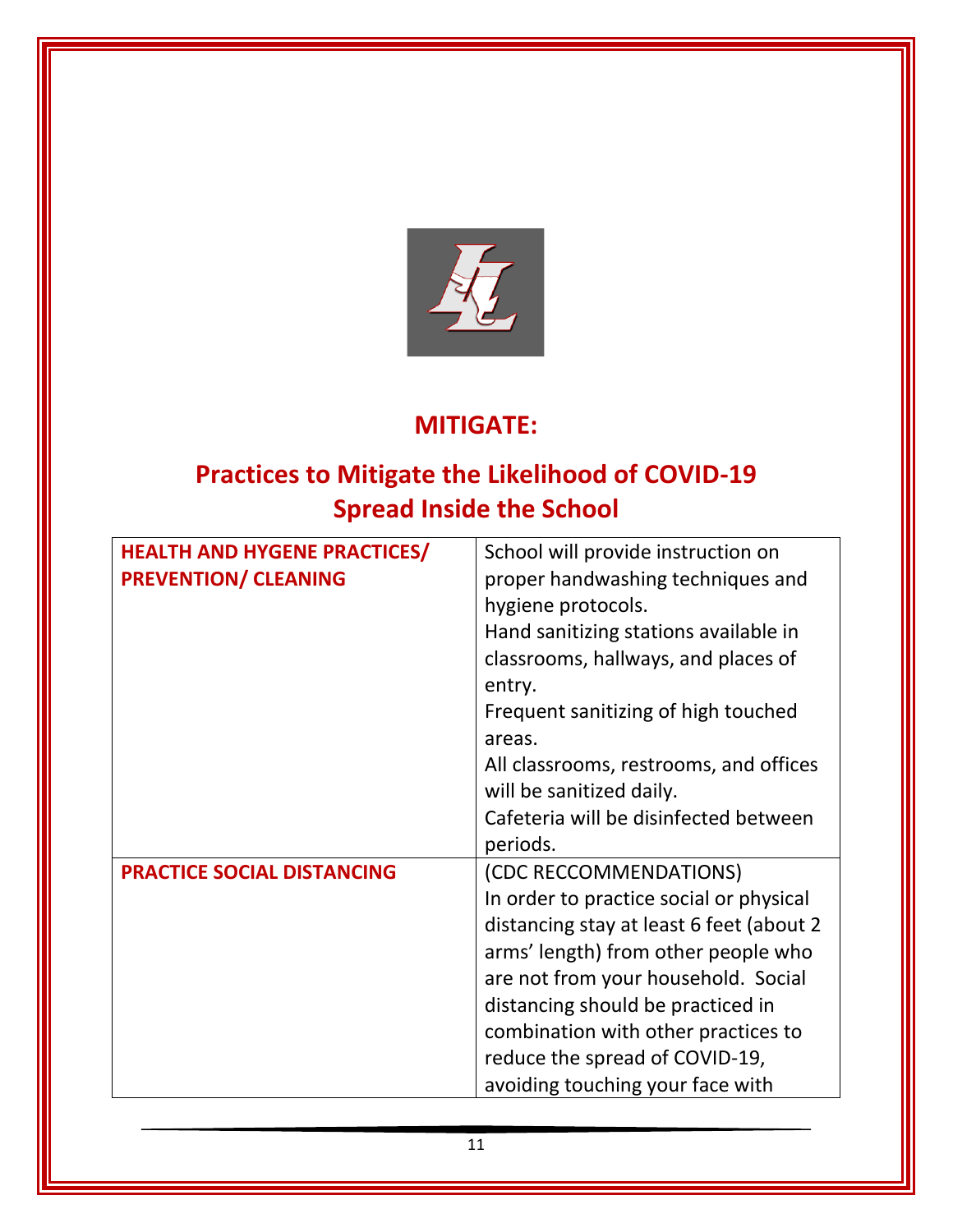## MITIGATE:

## Practices to Mitigate the Likelihood of COVID-19 Spread Inside the School

| | |
|---|---|
| **HEALTH AND HYGENE PRACTICES/ PREVENTION/ CLEANING** | School will provide instruction on proper handwashing techniques and hygiene protocols.<br>Hand sanitizing stations available in classrooms, hallways, and places of entry.<br>Frequent sanitizing of high touched areas.<br>All classrooms, restrooms, and offices will be sanitized daily.<br>Cafeteria will be disinfected between periods. |
| **PRACTICE SOCIAL DISTANCING** | (CDC RECCOMMENDATIONS)<br>In order to practice social or physical distancing stay at least 6 feet (about 2 arms' length) from other people who are not from your household. Social distancing should be practiced in combination with other practices to reduce the spread of COVID-19, avoiding touching your face with |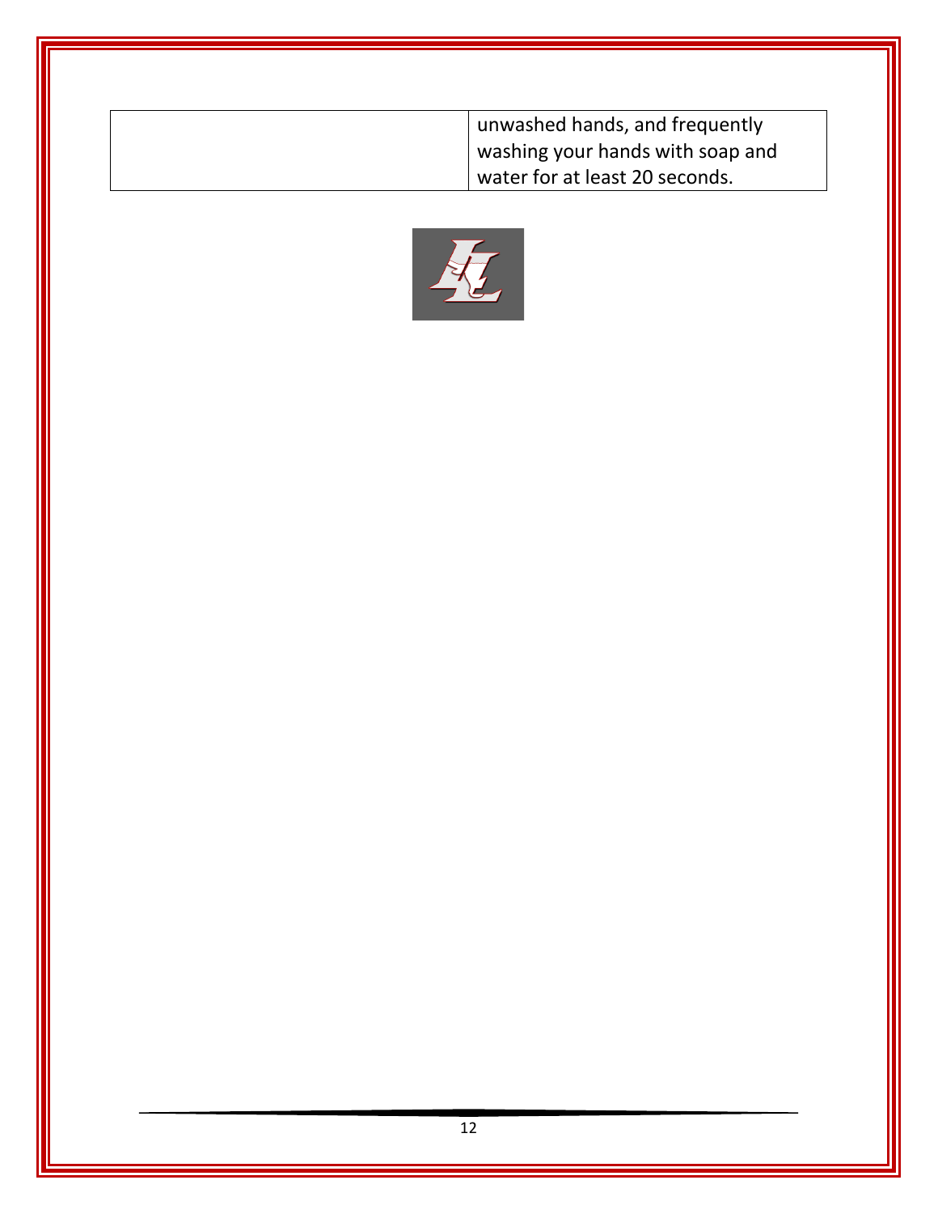| | |
|---|---|
| | unwashed hands, and frequently washing your hands with soap and water for at least 20 seconds. |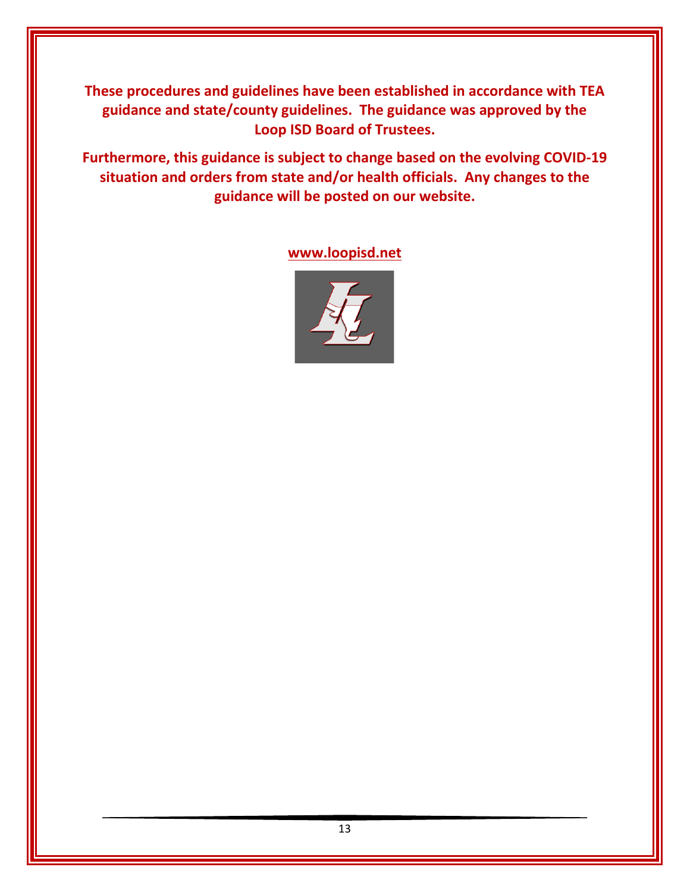**These procedures and guidelines have been established in accordance with TEA guidance and state/county guidelines. The guidance was approved by the Loop ISD Board of Trustees.**

**Furthermore, this guidance is subject to change based on the evolving COVID-19 situation and orders from state and/or health officials. Any changes to the guidance will be posted on our website.**

**www.loopisd.net**